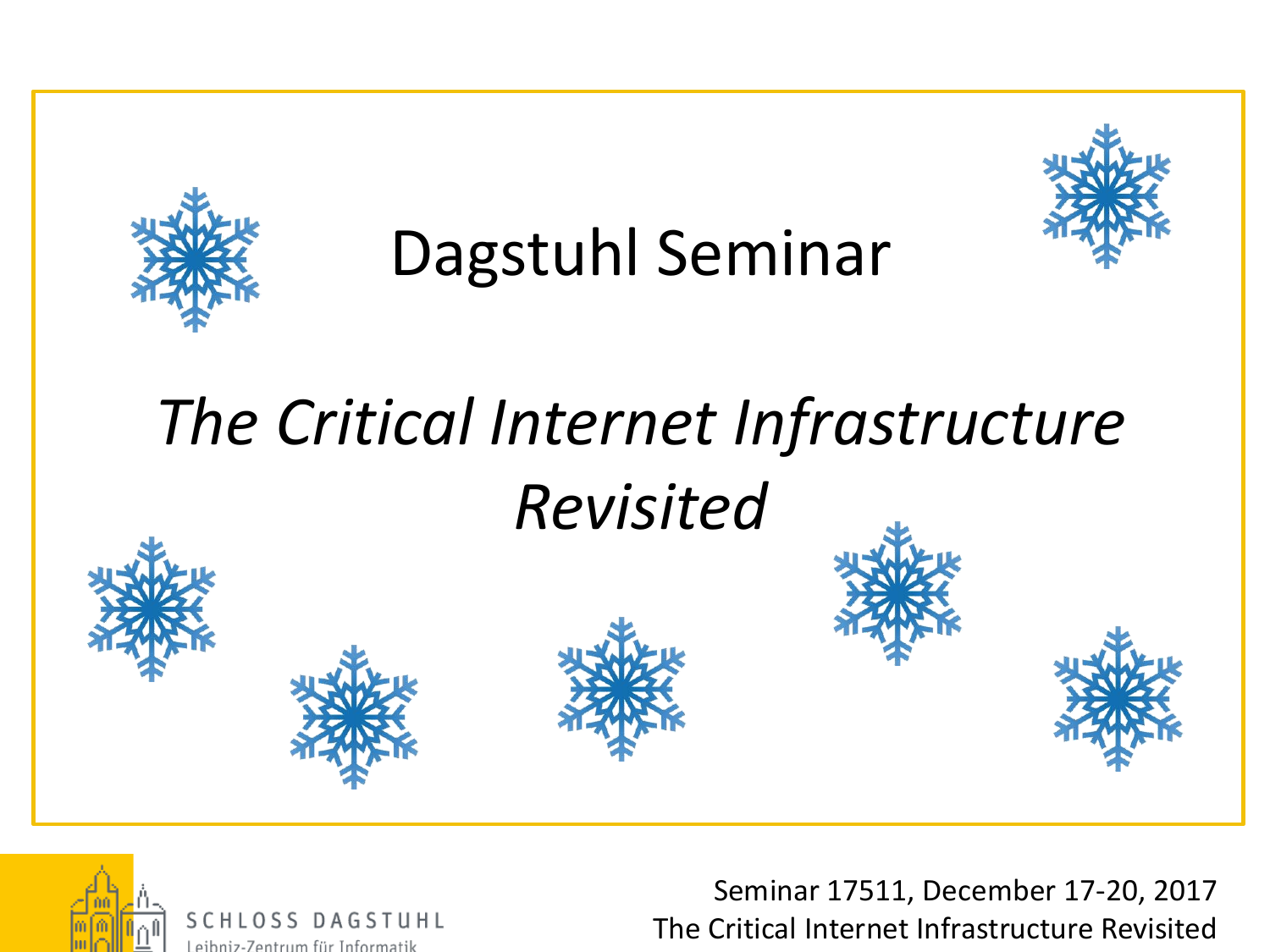# Dagstuhl Seminar

## *The Critical Internet Infrastructure Revisited*

SCHLOSS DAGSTUHL
Leibniz-Zentrum für Informatik

Seminar 17511, December 17-20, 2017
The Critical Internet Infrastructure Revisited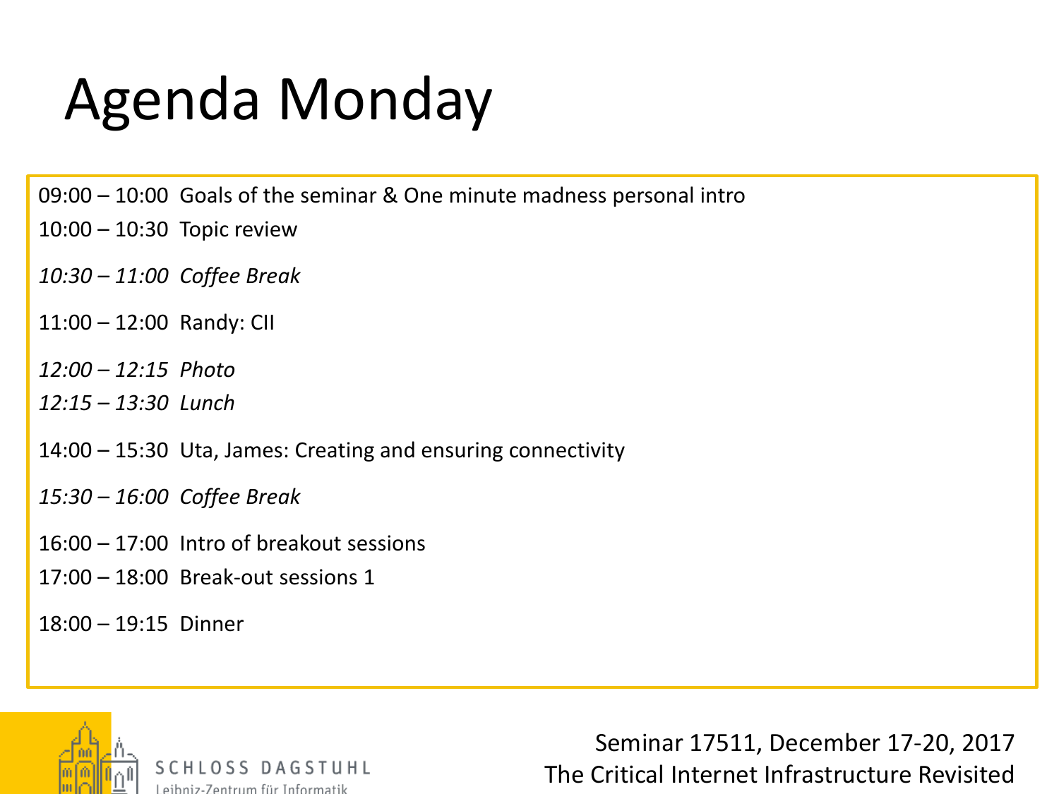# Agenda Monday

09:00 – 10:00 Goals of the seminar & One minute madness personal intro
10:00 – 10:30 Topic review

*10:30 – 11:00 Coffee Break*

11:00 – 12:00 Randy: CII

*12:00 – 12:15 Photo*
*12:15 – 13:30 Lunch*

14:00 – 15:30 Uta, James: Creating and ensuring connectivity

*15:30 – 16:00 Coffee Break*

16:00 – 17:00 Intro of breakout sessions
17:00 – 18:00 Break-out sessions 1

18:00 – 19:15 Dinner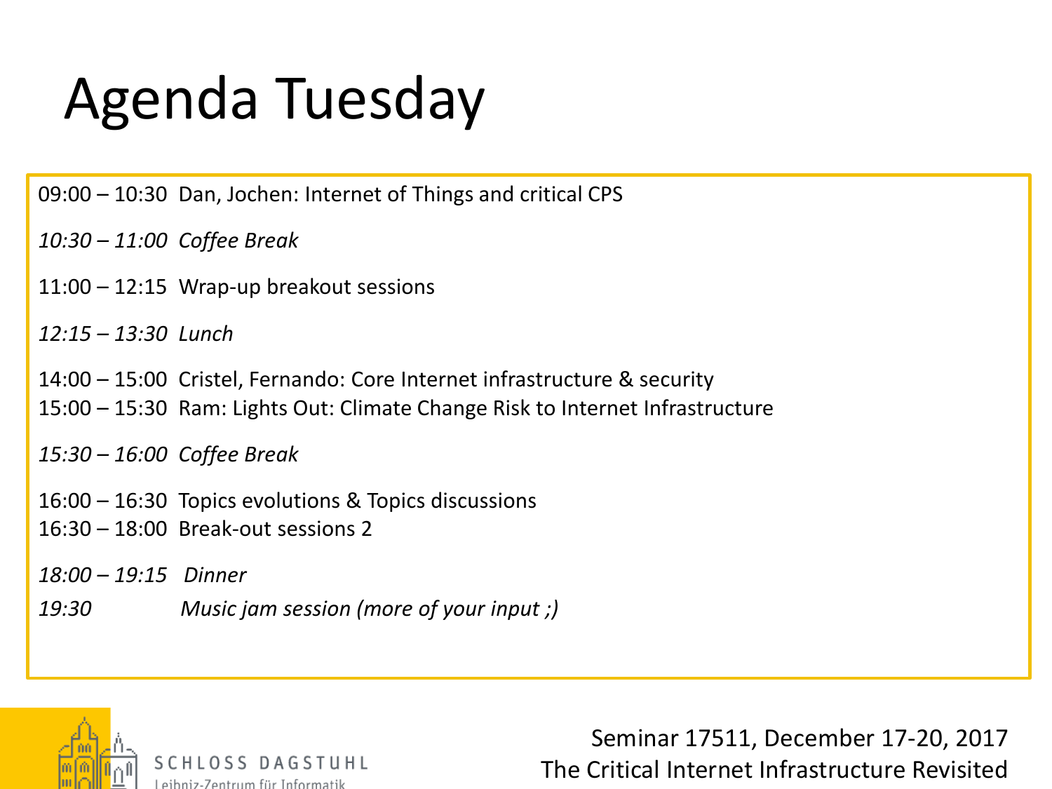# Agenda Tuesday

09:00 – 10:30 Dan, Jochen: Internet of Things and critical CPS

*10:30 – 11:00 Coffee Break*

11:00 – 12:15 Wrap-up breakout sessions

*12:15 – 13:30 Lunch*

14:00 – 15:00 Cristel, Fernando: Core Internet infrastructure & security
15:00 – 15:30 Ram: Lights Out: Climate Change Risk to Internet Infrastructure

*15:30 – 16:00 Coffee Break*

16:00 – 16:30 Topics evolutions & Topics discussions
16:30 – 18:00 Break-out sessions 2

*18:00 – 19:15 Dinner*

*19:30 Music jam session (more of your input ;)*

SCHLOSS DAGSTUHL
Leibniz-Zentrum für Informatik

Seminar 17511, December 17-20, 2017
The Critical Internet Infrastructure Revisited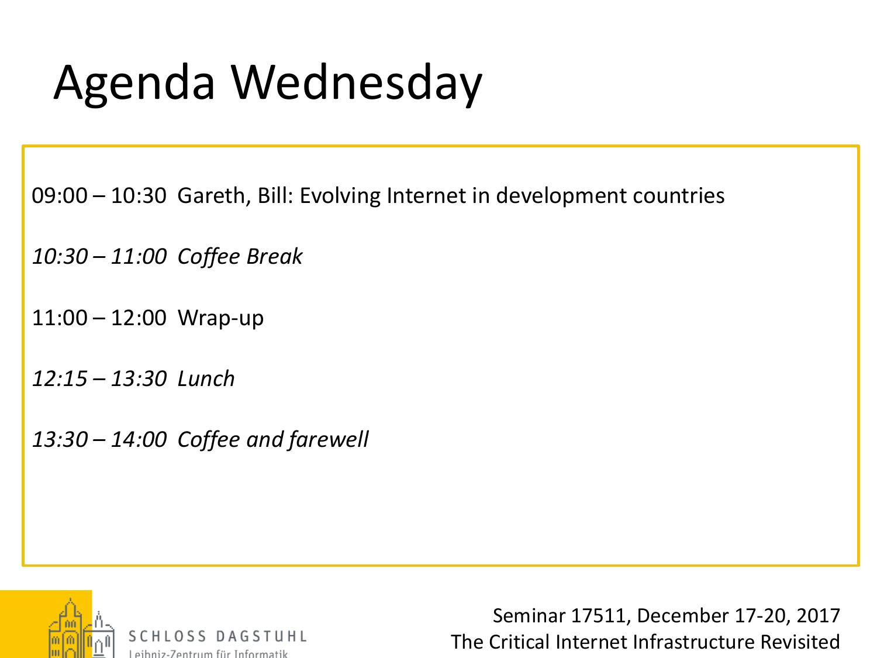# Agenda Wednesday

09:00 – 10:30 Gareth, Bill: Evolving Internet in development countries

*10:30 – 11:00 Coffee Break*

11:00 – 12:00 Wrap-up

*12:15 – 13:30 Lunch*

*13:30 – 14:00 Coffee and farewell*